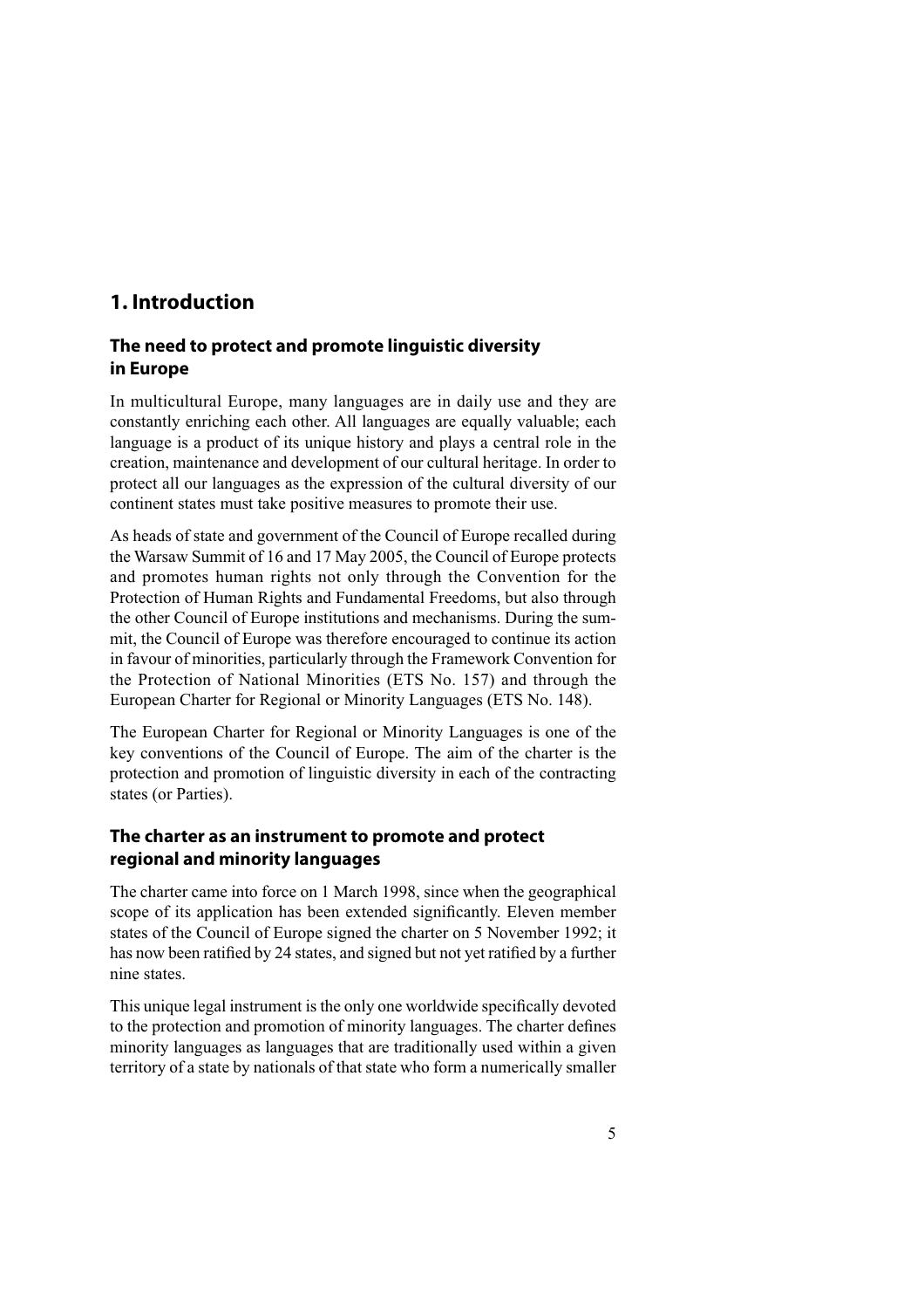# 1. Introduction

## The need to protect and promote linguistic diversity in Europe

In multicultural Europe, many languages are in daily use and they are constantly enriching each other. All languages are equally valuable; each language is a product of its unique history and plays a central role in the creation, maintenance and development of our cultural heritage. In order to protect all our languages as the expression of the cultural diversity of our continent states must take positive measures to promote their use.

As heads of state and government of the Council of Europe recalled during the Warsaw Summit of 16 and 17 May 2005, the Council of Europe protects and promotes human rights not only through the Convention for the Protection of Human Rights and Fundamental Freedoms, but also through the other Council of Europe institutions and mechanisms. During the summit, the Council of Europe was therefore encouraged to continue its action in favour of minorities, particularly through the Framework Convention for the Protection of National Minorities (ETS No. 157) and through the European Charter for Regional or Minority Languages (ETS No. 148).

The European Charter for Regional or Minority Languages is one of the key conventions of the Council of Europe. The aim of the charter is the protection and promotion of linguistic diversity in each of the contracting states (or Parties).

## The charter as an instrument to promote and protect regional and minority languages

The charter came into force on 1 March 1998, since when the geographical scope of its application has been extended significantly. Eleven member states of the Council of Europe signed the charter on 5 November 1992; it has now been ratified by 24 states, and signed but not yet ratified by a further nine states.

This unique legal instrument is the only one worldwide specifically devoted to the protection and promotion of minority languages. The charter defines minority languages as languages that are traditionally used within a given territory of a state by nationals of that state who form a numerically smaller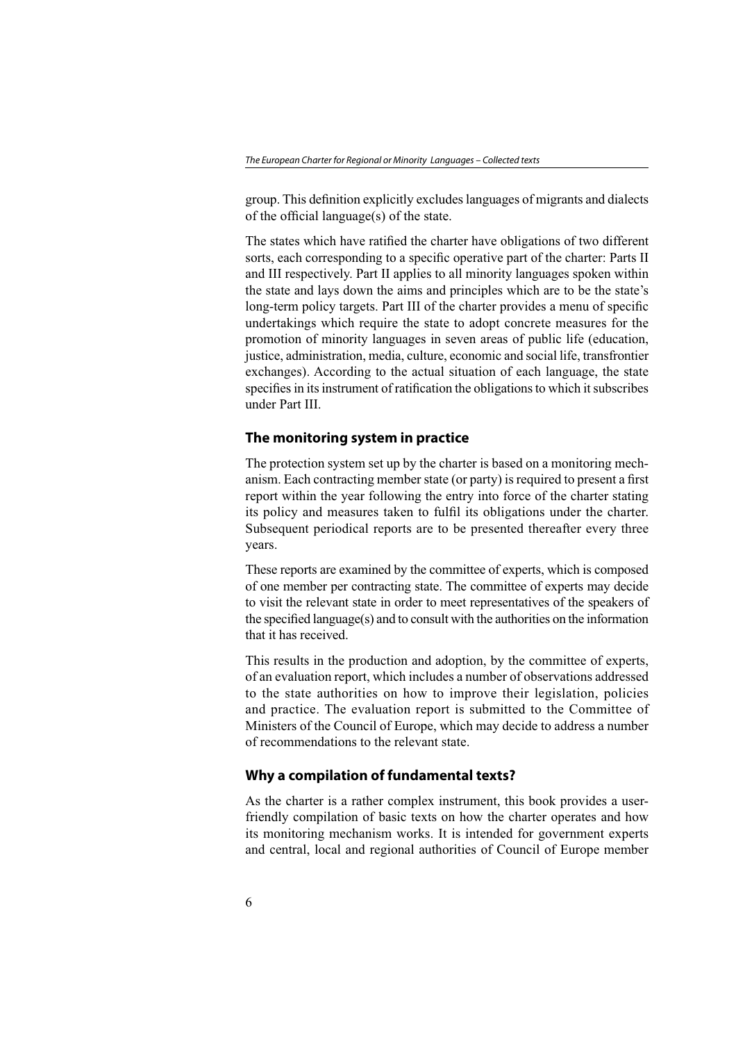group. This definition explicitly excludes languages of migrants and dialects of the official language(s) of the state.

The states which have ratified the charter have obligations of two different sorts, each corresponding to a specific operative part of the charter: Parts II and III respectively. Part II applies to all minority languages spoken within the state and lays down the aims and principles which are to be the state's long-term policy targets. Part III of the charter provides a menu of specific undertakings which require the state to adopt concrete measures for the promotion of minority languages in seven areas of public life (education, justice, administration, media, culture, economic and social life, transfrontier exchanges). According to the actual situation of each language, the state specifies in its instrument of ratification the obligations to which it subscribes under Part III.

## The monitoring system in practice

The protection system set up by the charter is based on a monitoring mechanism. Each contracting member state (or party) is required to present a first report within the year following the entry into force of the charter stating its policy and measures taken to fulfil its obligations under the charter. Subsequent periodical reports are to be presented thereafter every three years.

These reports are examined by the committee of experts, which is composed of one member per contracting state. The committee of experts may decide to visit the relevant state in order to meet representatives of the speakers of the specified language(s) and to consult with the authorities on the information that it has received.

This results in the production and adoption, by the committee of experts, of an evaluation report, which includes a number of observations addressed to the state authorities on how to improve their legislation, policies and practice. The evaluation report is submitted to the Committee of Ministers of the Council of Europe, which may decide to address a number of recommendations to the relevant state.

## Why a compilation of fundamental texts?

As the charter is a rather complex instrument, this book provides a user-friendly compilation of basic texts on how the charter operates and how its monitoring mechanism works. It is intended for government experts and central, local and regional authorities of Council of Europe member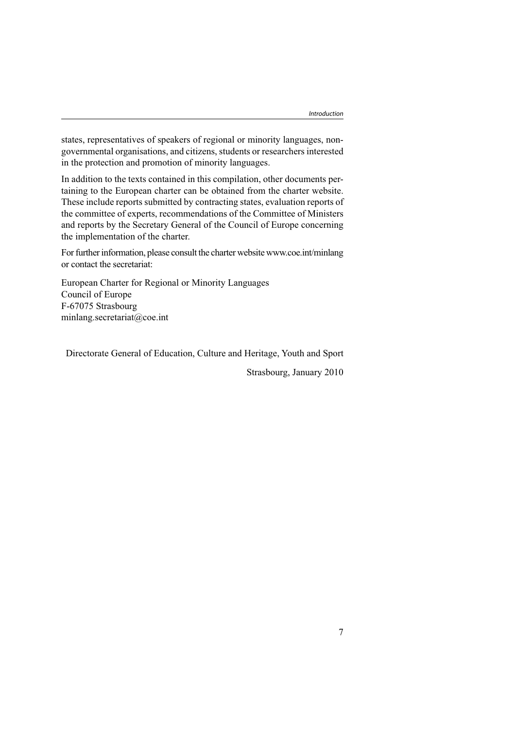states, representatives of speakers of regional or minority languages, non-governmental organisations, and citizens, students or researchers interested in the protection and promotion of minority languages.

In addition to the texts contained in this compilation, other documents pertaining to the European charter can be obtained from the charter website. These include reports submitted by contracting states, evaluation reports of the committee of experts, recommendations of the Committee of Ministers and reports by the Secretary General of the Council of Europe concerning the implementation of the charter.

For further information, please consult the charter website www.coe.int/minlang or contact the secretariat:

European Charter for Regional or Minority Languages
Council of Europe
F-67075 Strasbourg
minlang.secretariat@coe.int

Directorate General of Education, Culture and Heritage, Youth and Sport

Strasbourg, January 2010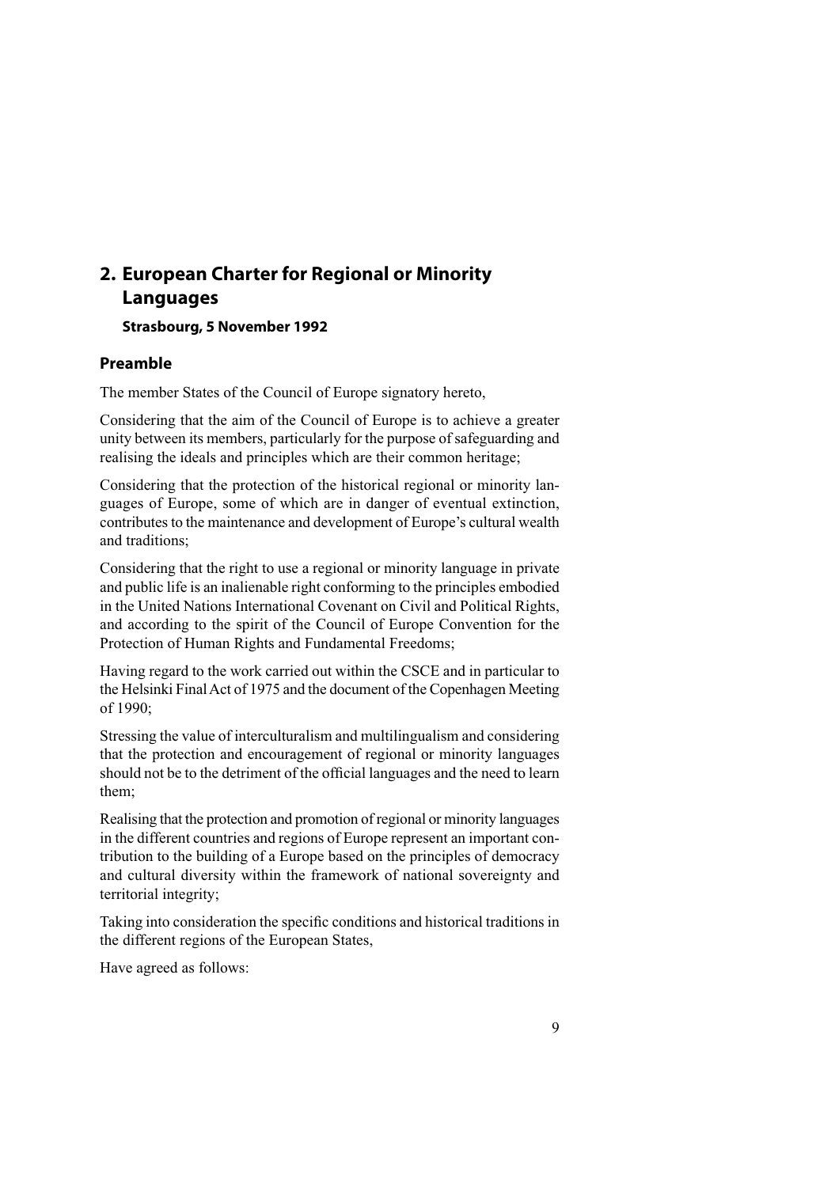## 2. European Charter for Regional or Minority Languages

**Strasbourg, 5 November 1992**

### Preamble

The member States of the Council of Europe signatory hereto,

Considering that the aim of the Council of Europe is to achieve a greater unity between its members, particularly for the purpose of safeguarding and realising the ideals and principles which are their common heritage;

Considering that the protection of the historical regional or minority languages of Europe, some of which are in danger of eventual extinction, contributes to the maintenance and development of Europe's cultural wealth and traditions;

Considering that the right to use a regional or minority language in private and public life is an inalienable right conforming to the principles embodied in the United Nations International Covenant on Civil and Political Rights, and according to the spirit of the Council of Europe Convention for the Protection of Human Rights and Fundamental Freedoms;

Having regard to the work carried out within the CSCE and in particular to the Helsinki Final Act of 1975 and the document of the Copenhagen Meeting of 1990;

Stressing the value of interculturalism and multilingualism and considering that the protection and encouragement of regional or minority languages should not be to the detriment of the official languages and the need to learn them;

Realising that the protection and promotion of regional or minority languages in the different countries and regions of Europe represent an important contribution to the building of a Europe based on the principles of democracy and cultural diversity within the framework of national sovereignty and territorial integrity;

Taking into consideration the specific conditions and historical traditions in the different regions of the European States,

Have agreed as follows: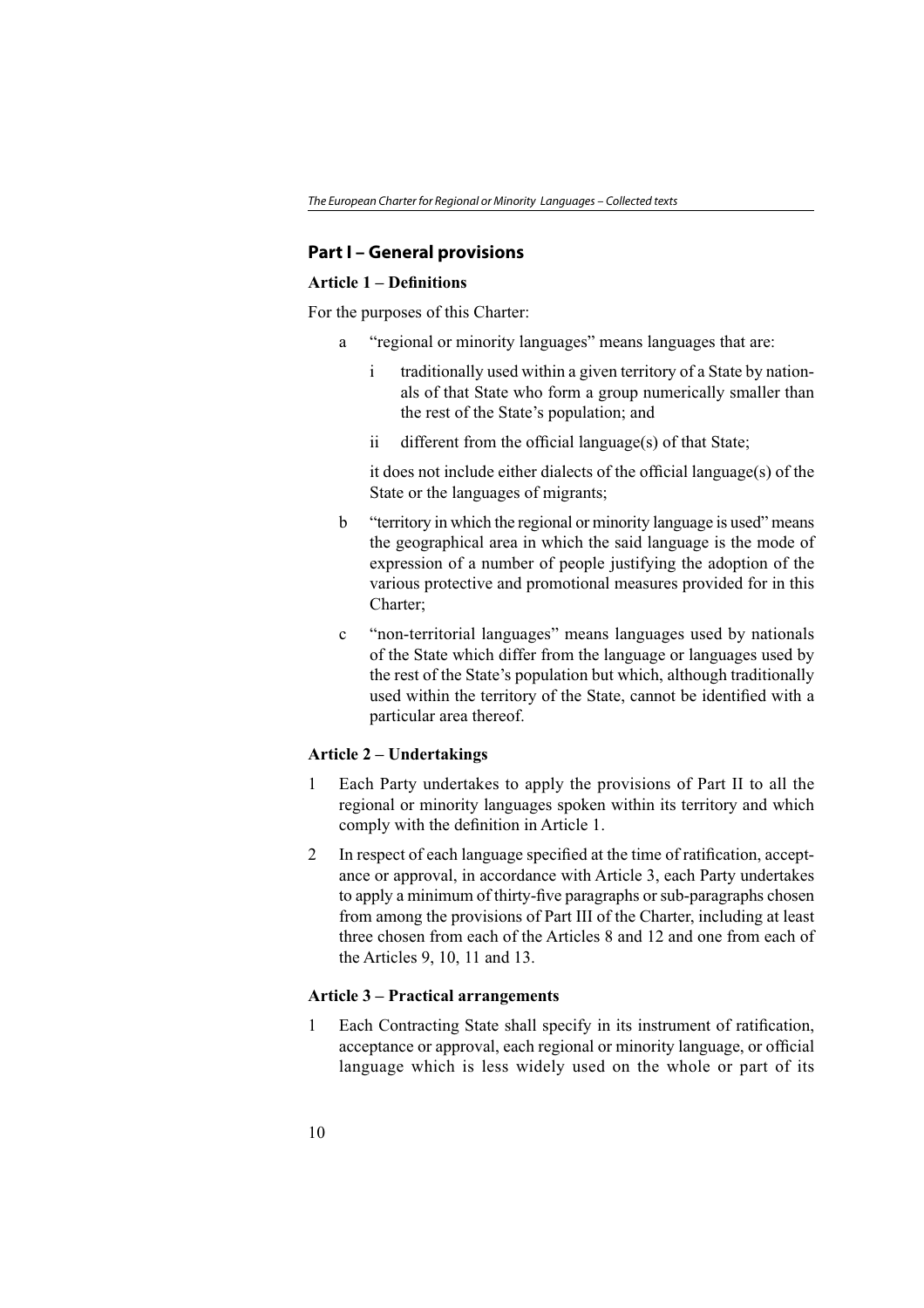## Part I – General provisions

### Article 1 – Definitions

For the purposes of this Charter:

a "regional or minority languages" means languages that are:

  i traditionally used within a given territory of a State by nationals of that State who form a group numerically smaller than the rest of the State's population; and

  ii different from the official language(s) of that State;

  it does not include either dialects of the official language(s) of the State or the languages of migrants;

b "territory in which the regional or minority language is used" means the geographical area in which the said language is the mode of expression of a number of people justifying the adoption of the various protective and promotional measures provided for in this Charter;

c "non-territorial languages" means languages used by nationals of the State which differ from the language or languages used by the rest of the State's population but which, although traditionally used within the territory of the State, cannot be identified with a particular area thereof.

### Article 2 – Undertakings

1 Each Party undertakes to apply the provisions of Part II to all the regional or minority languages spoken within its territory and which comply with the definition in Article 1.

2 In respect of each language specified at the time of ratification, acceptance or approval, in accordance with Article 3, each Party undertakes to apply a minimum of thirty-five paragraphs or sub-paragraphs chosen from among the provisions of Part III of the Charter, including at least three chosen from each of the Articles 8 and 12 and one from each of the Articles 9, 10, 11 and 13.

### Article 3 – Practical arrangements

1 Each Contracting State shall specify in its instrument of ratification, acceptance or approval, each regional or minority language, or official language which is less widely used on the whole or part of its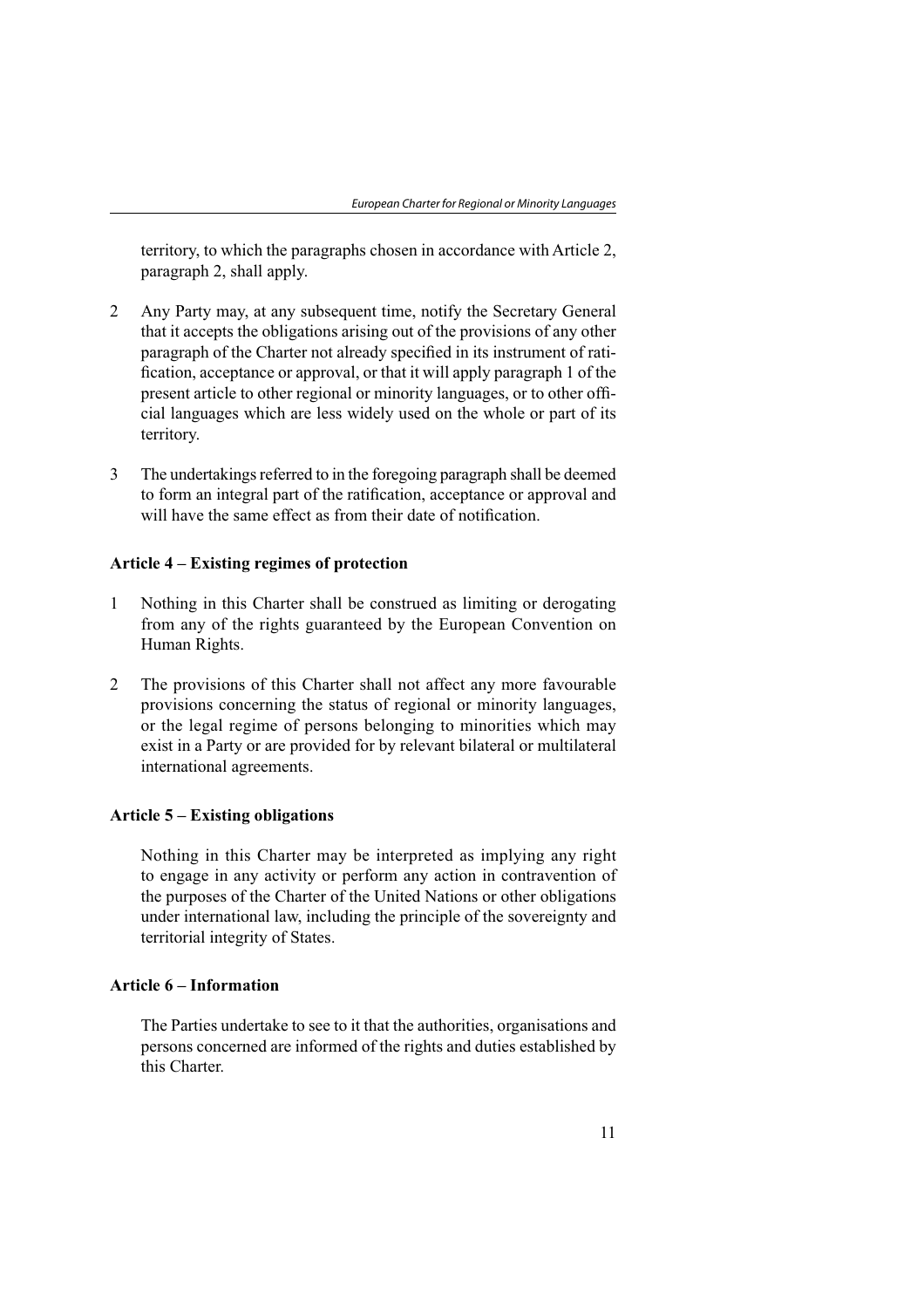territory, to which the paragraphs chosen in accordance with Article 2, paragraph 2, shall apply.

2 Any Party may, at any subsequent time, notify the Secretary General that it accepts the obligations arising out of the provisions of any other paragraph of the Charter not already specified in its instrument of ratification, acceptance or approval, or that it will apply paragraph 1 of the present article to other regional or minority languages, or to other official languages which are less widely used on the whole or part of its territory.

3 The undertakings referred to in the foregoing paragraph shall be deemed to form an integral part of the ratification, acceptance or approval and will have the same effect as from their date of notification.

**Article 4 – Existing regimes of protection**

1 Nothing in this Charter shall be construed as limiting or derogating from any of the rights guaranteed by the European Convention on Human Rights.

2 The provisions of this Charter shall not affect any more favourable provisions concerning the status of regional or minority languages, or the legal regime of persons belonging to minorities which may exist in a Party or are provided for by relevant bilateral or multilateral international agreements.

**Article 5 – Existing obligations**

Nothing in this Charter may be interpreted as implying any right to engage in any activity or perform any action in contravention of the purposes of the Charter of the United Nations or other obligations under international law, including the principle of the sovereignty and territorial integrity of States.

**Article 6 – Information**

The Parties undertake to see to it that the authorities, organisations and persons concerned are informed of the rights and duties established by this Charter.